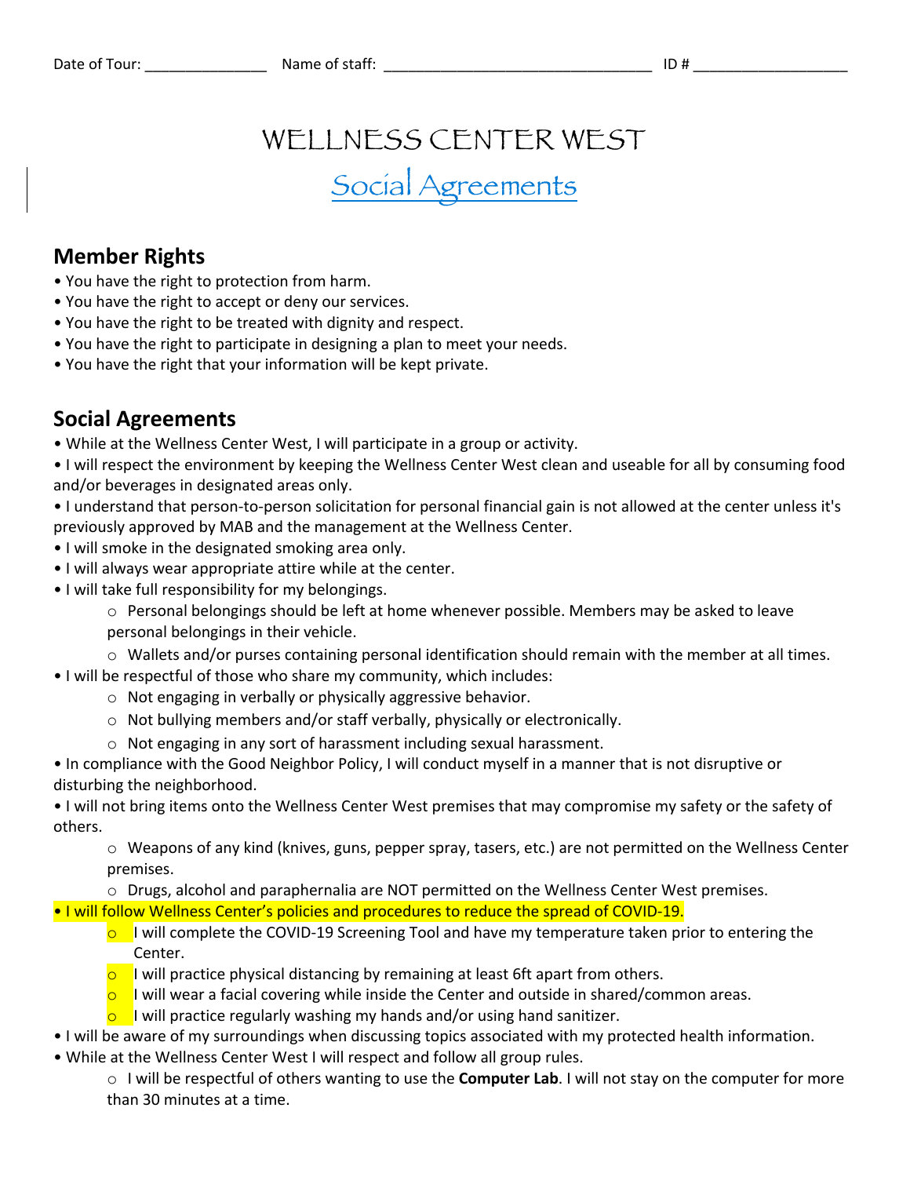Date of Tour: _______________ Name of staff: _________________________________ ID # ___________________

# WELLNESS CENTER WEST

## Social Agreements

## Member Rights

- You have the right to protection from harm.
- You have the right to accept or deny our services.
- You have the right to be treated with dignity and respect.
- You have the right to participate in designing a plan to meet your needs.
- You have the right that your information will be kept private.

## Social Agreements

- While at the Wellness Center West, I will participate in a group or activity.
- I will respect the environment by keeping the Wellness Center West clean and useable for all by consuming food and/or beverages in designated areas only.
- I understand that person-to-person solicitation for personal financial gain is not allowed at the center unless it's previously approved by MAB and the management at the Wellness Center.
- I will smoke in the designated smoking area only.
- I will always wear appropriate attire while at the center.
- I will take full responsibility for my belongings.
  - Personal belongings should be left at home whenever possible. Members may be asked to leave personal belongings in their vehicle.
  - Wallets and/or purses containing personal identification should remain with the member at all times.
- I will be respectful of those who share my community, which includes:
  - Not engaging in verbally or physically aggressive behavior.
  - Not bullying members and/or staff verbally, physically or electronically.
  - Not engaging in any sort of harassment including sexual harassment.
- In compliance with the Good Neighbor Policy, I will conduct myself in a manner that is not disruptive or disturbing the neighborhood.
- I will not bring items onto the Wellness Center West premises that may compromise my safety or the safety of others.
  - Weapons of any kind (knives, guns, pepper spray, tasers, etc.) are not permitted on the Wellness Center premises.
  - Drugs, alcohol and paraphernalia are NOT permitted on the Wellness Center West premises.
- I will follow Wellness Center's policies and procedures to reduce the spread of COVID-19.
  - I will complete the COVID-19 Screening Tool and have my temperature taken prior to entering the Center.
  - I will practice physical distancing by remaining at least 6ft apart from others.
  - I will wear a facial covering while inside the Center and outside in shared/common areas.
  - I will practice regularly washing my hands and/or using hand sanitizer.
- I will be aware of my surroundings when discussing topics associated with my protected health information.
- While at the Wellness Center West I will respect and follow all group rules.
  - I will be respectful of others wanting to use the **Computer Lab**. I will not stay on the computer for more than 30 minutes at a time.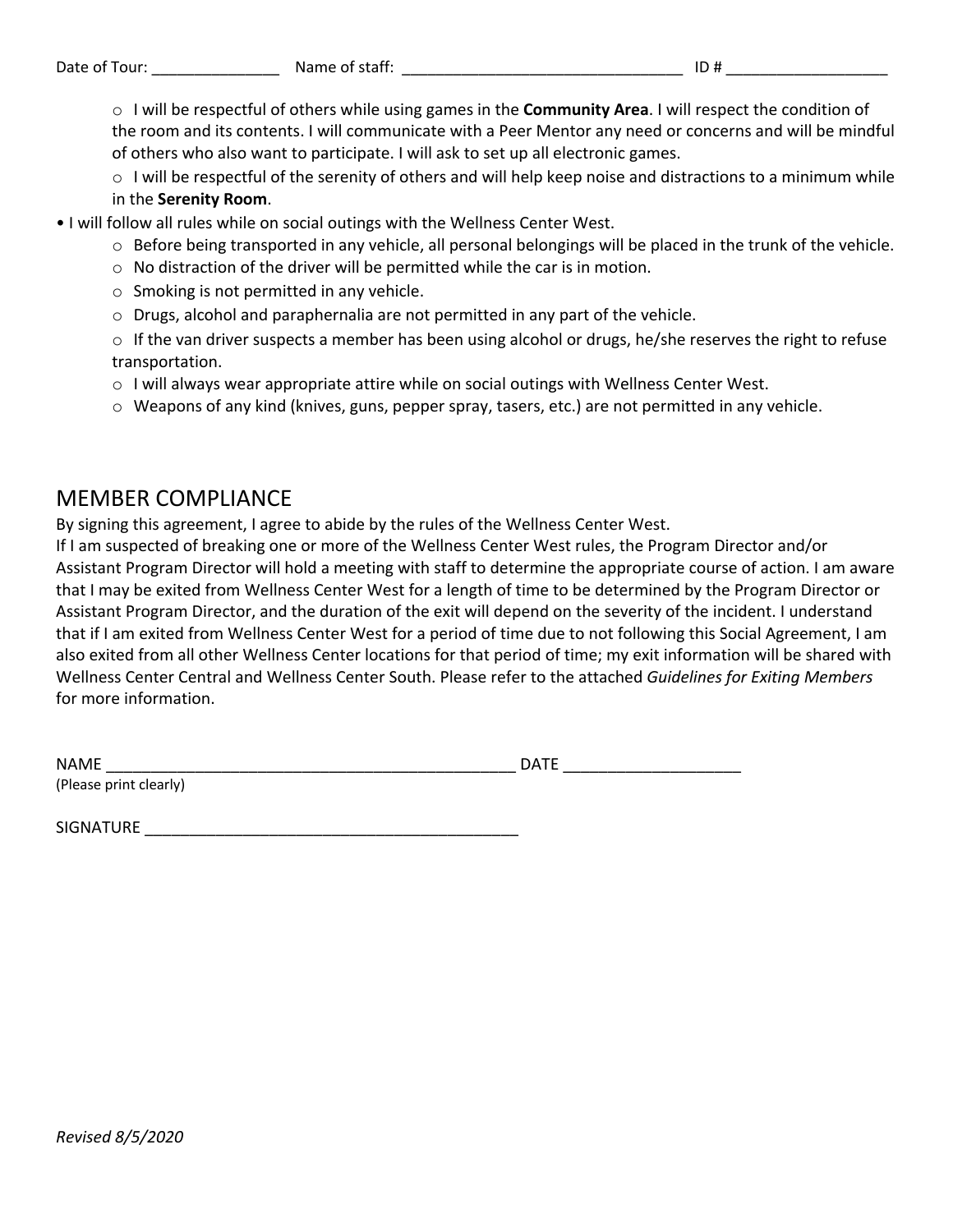Date of Tour: _______________ Name of staff: __________________________________ ID # ___________________

- I will be respectful of others while using games in the **Community Area**. I will respect the condition of the room and its contents. I will communicate with a Peer Mentor any need or concerns and will be mindful of others who also want to participate. I will ask to set up all electronic games.
- I will be respectful of the serenity of others and will help keep noise and distractions to a minimum while in the **Serenity Room**.

- I will follow all rules while on social outings with the Wellness Center West.
  - Before being transported in any vehicle, all personal belongings will be placed in the trunk of the vehicle.
  - No distraction of the driver will be permitted while the car is in motion.
  - Smoking is not permitted in any vehicle.
  - Drugs, alcohol and paraphernalia are not permitted in any part of the vehicle.
  - If the van driver suspects a member has been using alcohol or drugs, he/she reserves the right to refuse transportation.
  - I will always wear appropriate attire while on social outings with Wellness Center West.
  - Weapons of any kind (knives, guns, pepper spray, tasers, etc.) are not permitted in any vehicle.

## MEMBER COMPLIANCE

By signing this agreement, I agree to abide by the rules of the Wellness Center West.

If I am suspected of breaking one or more of the Wellness Center West rules, the Program Director and/or Assistant Program Director will hold a meeting with staff to determine the appropriate course of action. I am aware that I may be exited from Wellness Center West for a length of time to be determined by the Program Director or Assistant Program Director, and the duration of the exit will depend on the severity of the incident. I understand that if I am exited from Wellness Center West for a period of time due to not following this Social Agreement, I am also exited from all other Wellness Center locations for that period of time; my exit information will be shared with Wellness Center Central and Wellness Center South. Please refer to the attached *Guidelines for Exiting Members* for more information.

NAME ________________________________________________ DATE ____________________
(Please print clearly)

SIGNATURE ____________________________________________

*Revised 8/5/2020*